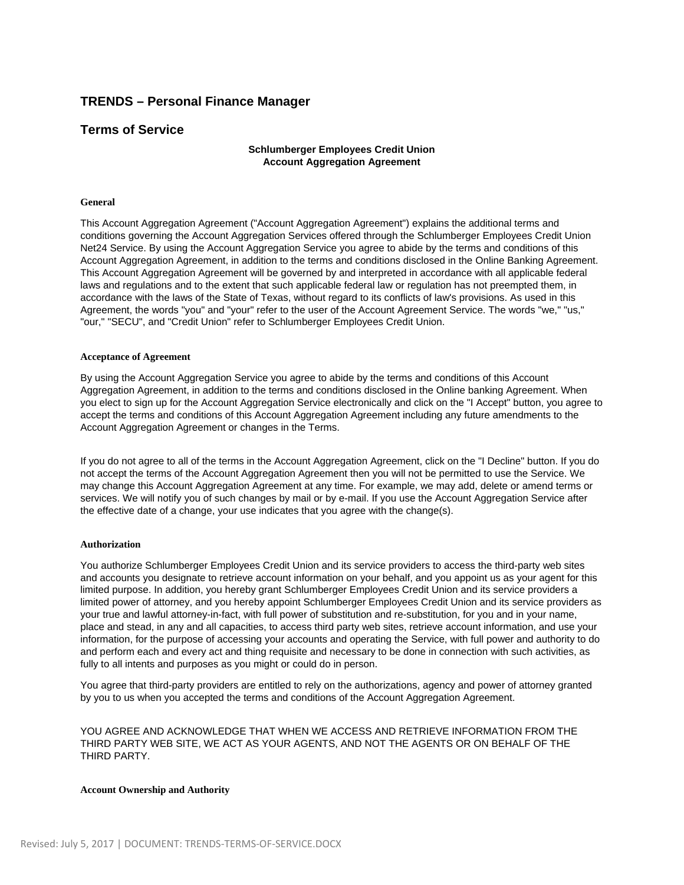## TRENDS – Personal Finance Manager

## Terms of Service

**Schlumberger Employees Credit Union**
**Account Aggregation Agreement**

**General**

This Account Aggregation Agreement ("Account Aggregation Agreement") explains the additional terms and conditions governing the Account Aggregation Services offered through the Schlumberger Employees Credit Union Net24 Service. By using the Account Aggregation Service you agree to abide by the terms and conditions of this Account Aggregation Agreement, in addition to the terms and conditions disclosed in the Online Banking Agreement. This Account Aggregation Agreement will be governed by and interpreted in accordance with all applicable federal laws and regulations and to the extent that such applicable federal law or regulation has not preempted them, in accordance with the laws of the State of Texas, without regard to its conflicts of law's provisions. As used in this Agreement, the words "you" and "your" refer to the user of the Account Agreement Service. The words "we," "us," "our," "SECU", and "Credit Union" refer to Schlumberger Employees Credit Union.

**Acceptance of Agreement**

By using the Account Aggregation Service you agree to abide by the terms and conditions of this Account Aggregation Agreement, in addition to the terms and conditions disclosed in the Online banking Agreement. When you elect to sign up for the Account Aggregation Service electronically and click on the "I Accept" button, you agree to accept the terms and conditions of this Account Aggregation Agreement including any future amendments to the Account Aggregation Agreement or changes in the Terms.

If you do not agree to all of the terms in the Account Aggregation Agreement, click on the "I Decline" button. If you do not accept the terms of the Account Aggregation Agreement then you will not be permitted to use the Service. We may change this Account Aggregation Agreement at any time. For example, we may add, delete or amend terms or services. We will notify you of such changes by mail or by e-mail. If you use the Account Aggregation Service after the effective date of a change, your use indicates that you agree with the change(s).

**Authorization**

You authorize Schlumberger Employees Credit Union and its service providers to access the third-party web sites and accounts you designate to retrieve account information on your behalf, and you appoint us as your agent for this limited purpose. In addition, you hereby grant Schlumberger Employees Credit Union and its service providers a limited power of attorney, and you hereby appoint Schlumberger Employees Credit Union and its service providers as your true and lawful attorney-in-fact, with full power of substitution and re-substitution, for you and in your name, place and stead, in any and all capacities, to access third party web sites, retrieve account information, and use your information, for the purpose of accessing your accounts and operating the Service, with full power and authority to do and perform each and every act and thing requisite and necessary to be done in connection with such activities, as fully to all intents and purposes as you might or could do in person.

You agree that third-party providers are entitled to rely on the authorizations, agency and power of attorney granted by you to us when you accepted the terms and conditions of the Account Aggregation Agreement.

YOU AGREE AND ACKNOWLEDGE THAT WHEN WE ACCESS AND RETRIEVE INFORMATION FROM THE THIRD PARTY WEB SITE, WE ACT AS YOUR AGENTS, AND NOT THE AGENTS OR ON BEHALF OF THE THIRD PARTY.

**Account Ownership and Authority**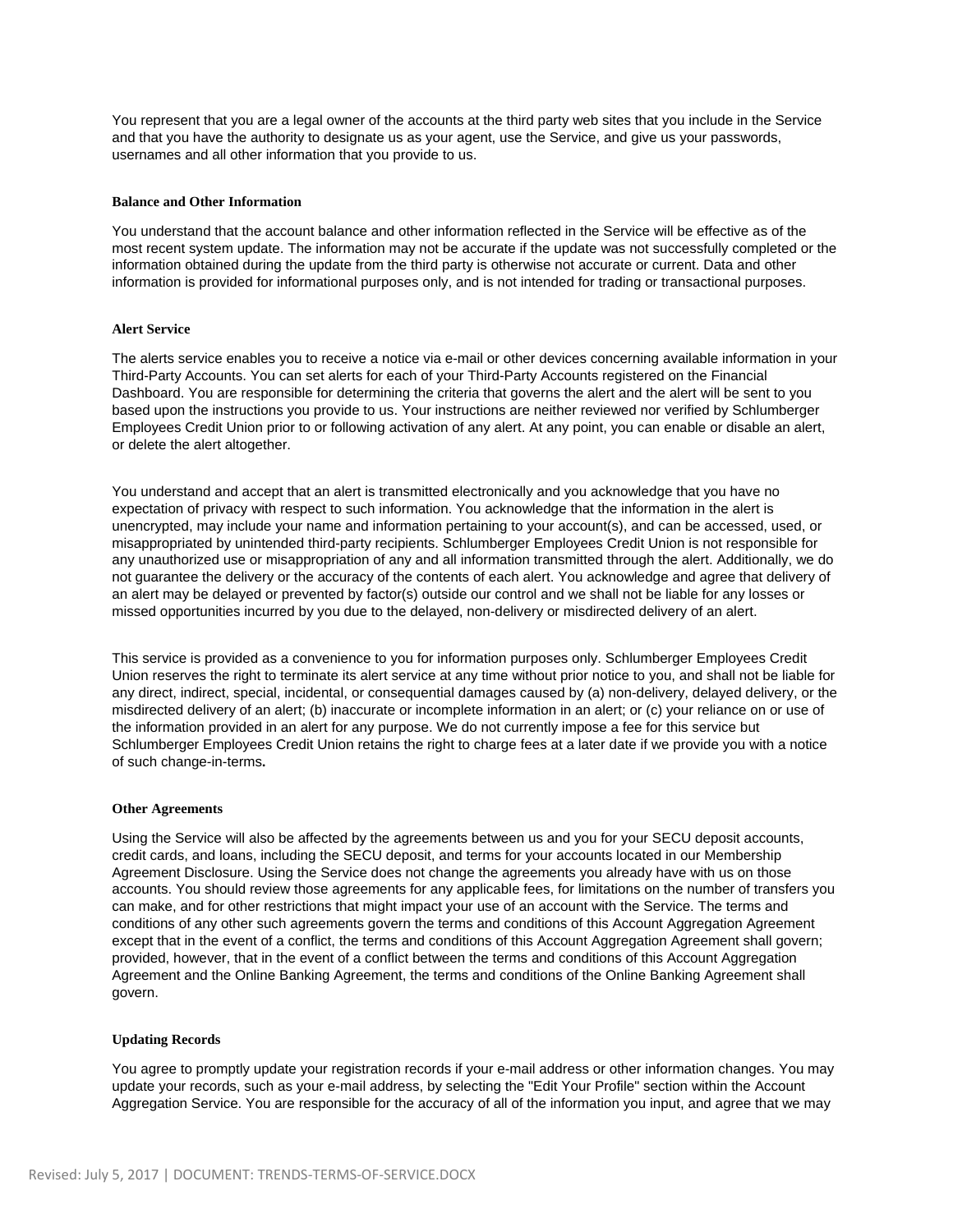You represent that you are a legal owner of the accounts at the third party web sites that you include in the Service and that you have the authority to designate us as your agent, use the Service, and give us your passwords, usernames and all other information that you provide to us.

**Balance and Other Information**

You understand that the account balance and other information reflected in the Service will be effective as of the most recent system update. The information may not be accurate if the update was not successfully completed or the information obtained during the update from the third party is otherwise not accurate or current. Data and other information is provided for informational purposes only, and is not intended for trading or transactional purposes.

**Alert Service**

The alerts service enables you to receive a notice via e-mail or other devices concerning available information in your Third-Party Accounts. You can set alerts for each of your Third-Party Accounts registered on the Financial Dashboard. You are responsible for determining the criteria that governs the alert and the alert will be sent to you based upon the instructions you provide to us. Your instructions are neither reviewed nor verified by Schlumberger Employees Credit Union prior to or following activation of any alert. At any point, you can enable or disable an alert, or delete the alert altogether.

You understand and accept that an alert is transmitted electronically and you acknowledge that you have no expectation of privacy with respect to such information. You acknowledge that the information in the alert is unencrypted, may include your name and information pertaining to your account(s), and can be accessed, used, or misappropriated by unintended third-party recipients. Schlumberger Employees Credit Union is not responsible for any unauthorized use or misappropriation of any and all information transmitted through the alert. Additionally, we do not guarantee the delivery or the accuracy of the contents of each alert. You acknowledge and agree that delivery of an alert may be delayed or prevented by factor(s) outside our control and we shall not be liable for any losses or missed opportunities incurred by you due to the delayed, non-delivery or misdirected delivery of an alert.

This service is provided as a convenience to you for information purposes only. Schlumberger Employees Credit Union reserves the right to terminate its alert service at any time without prior notice to you, and shall not be liable for any direct, indirect, special, incidental, or consequential damages caused by (a) non-delivery, delayed delivery, or the misdirected delivery of an alert; (b) inaccurate or incomplete information in an alert; or (c) your reliance on or use of the information provided in an alert for any purpose. We do not currently impose a fee for this service but Schlumberger Employees Credit Union retains the right to charge fees at a later date if we provide you with a notice of such change-in-terms**.**

**Other Agreements**

Using the Service will also be affected by the agreements between us and you for your SECU deposit accounts, credit cards, and loans, including the SECU deposit, and terms for your accounts located in our Membership Agreement Disclosure. Using the Service does not change the agreements you already have with us on those accounts. You should review those agreements for any applicable fees, for limitations on the number of transfers you can make, and for other restrictions that might impact your use of an account with the Service. The terms and conditions of any other such agreements govern the terms and conditions of this Account Aggregation Agreement except that in the event of a conflict, the terms and conditions of this Account Aggregation Agreement shall govern; provided, however, that in the event of a conflict between the terms and conditions of this Account Aggregation Agreement and the Online Banking Agreement, the terms and conditions of the Online Banking Agreement shall govern.

**Updating Records**

You agree to promptly update your registration records if your e-mail address or other information changes. You may update your records, such as your e-mail address, by selecting the "Edit Your Profile" section within the Account Aggregation Service. You are responsible for the accuracy of all of the information you input, and agree that we may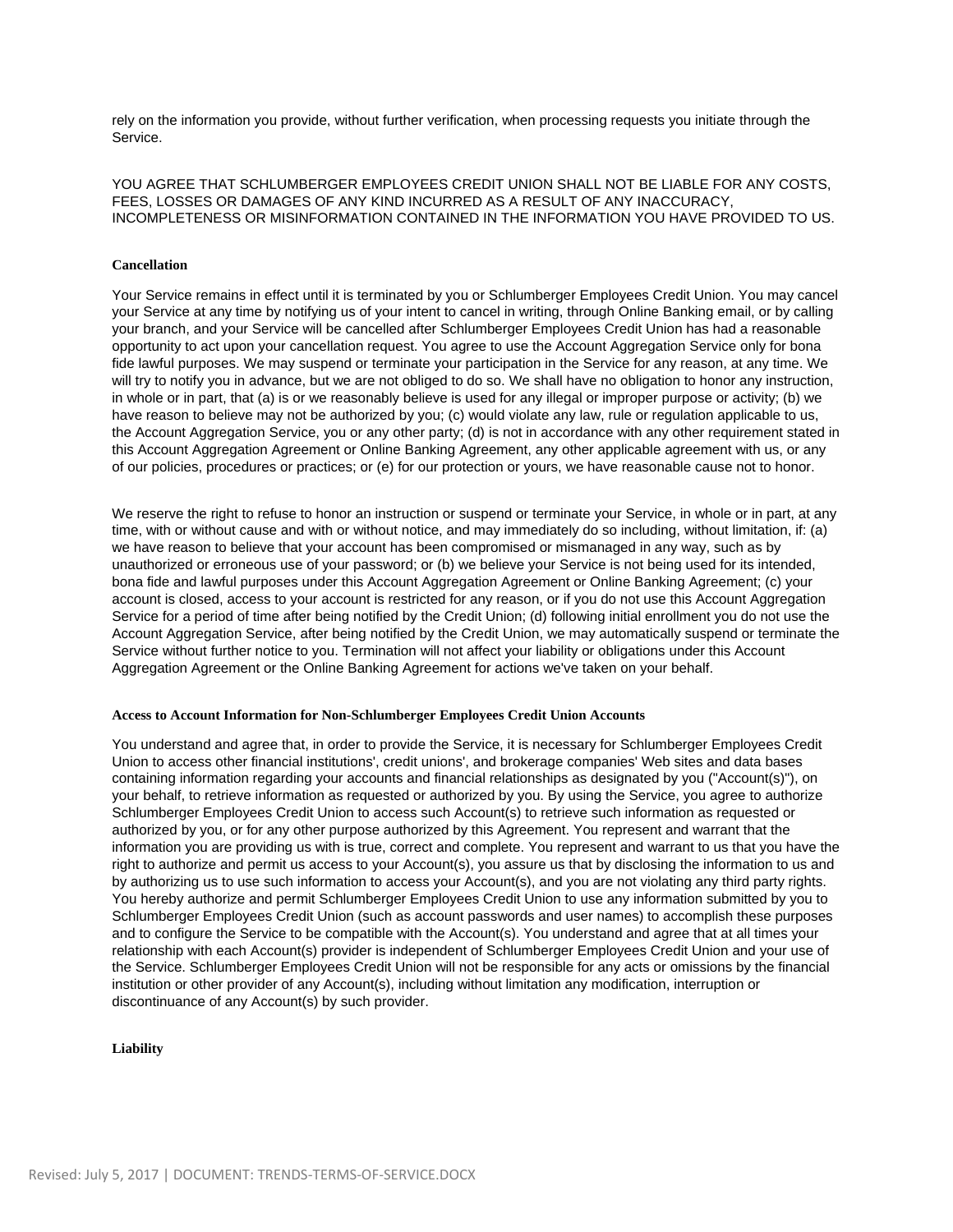rely on the information you provide, without further verification, when processing requests you initiate through the Service.

YOU AGREE THAT SCHLUMBERGER EMPLOYEES CREDIT UNION SHALL NOT BE LIABLE FOR ANY COSTS, FEES, LOSSES OR DAMAGES OF ANY KIND INCURRED AS A RESULT OF ANY INACCURACY, INCOMPLETENESS OR MISINFORMATION CONTAINED IN THE INFORMATION YOU HAVE PROVIDED TO US.

**Cancellation**

Your Service remains in effect until it is terminated by you or Schlumberger Employees Credit Union. You may cancel your Service at any time by notifying us of your intent to cancel in writing, through Online Banking email, or by calling your branch, and your Service will be cancelled after Schlumberger Employees Credit Union has had a reasonable opportunity to act upon your cancellation request. You agree to use the Account Aggregation Service only for bona fide lawful purposes. We may suspend or terminate your participation in the Service for any reason, at any time. We will try to notify you in advance, but we are not obliged to do so. We shall have no obligation to honor any instruction, in whole or in part, that (a) is or we reasonably believe is used for any illegal or improper purpose or activity; (b) we have reason to believe may not be authorized by you; (c) would violate any law, rule or regulation applicable to us, the Account Aggregation Service, you or any other party; (d) is not in accordance with any other requirement stated in this Account Aggregation Agreement or Online Banking Agreement, any other applicable agreement with us, or any of our policies, procedures or practices; or (e) for our protection or yours, we have reasonable cause not to honor.

We reserve the right to refuse to honor an instruction or suspend or terminate your Service, in whole or in part, at any time, with or without cause and with or without notice, and may immediately do so including, without limitation, if: (a) we have reason to believe that your account has been compromised or mismanaged in any way, such as by unauthorized or erroneous use of your password; or (b) we believe your Service is not being used for its intended, bona fide and lawful purposes under this Account Aggregation Agreement or Online Banking Agreement; (c) your account is closed, access to your account is restricted for any reason, or if you do not use this Account Aggregation Service for a period of time after being notified by the Credit Union; (d) following initial enrollment you do not use the Account Aggregation Service, after being notified by the Credit Union, we may automatically suspend or terminate the Service without further notice to you. Termination will not affect your liability or obligations under this Account Aggregation Agreement or the Online Banking Agreement for actions we've taken on your behalf.

**Access to Account Information for Non-Schlumberger Employees Credit Union Accounts**

You understand and agree that, in order to provide the Service, it is necessary for Schlumberger Employees Credit Union to access other financial institutions', credit unions', and brokerage companies' Web sites and data bases containing information regarding your accounts and financial relationships as designated by you ("Account(s)"), on your behalf, to retrieve information as requested or authorized by you. By using the Service, you agree to authorize Schlumberger Employees Credit Union to access such Account(s) to retrieve such information as requested or authorized by you, or for any other purpose authorized by this Agreement. You represent and warrant that the information you are providing us with is true, correct and complete. You represent and warrant to us that you have the right to authorize and permit us access to your Account(s), you assure us that by disclosing the information to us and by authorizing us to use such information to access your Account(s), and you are not violating any third party rights. You hereby authorize and permit Schlumberger Employees Credit Union to use any information submitted by you to Schlumberger Employees Credit Union (such as account passwords and user names) to accomplish these purposes and to configure the Service to be compatible with the Account(s). You understand and agree that at all times your relationship with each Account(s) provider is independent of Schlumberger Employees Credit Union and your use of the Service. Schlumberger Employees Credit Union will not be responsible for any acts or omissions by the financial institution or other provider of any Account(s), including without limitation any modification, interruption or discontinuance of any Account(s) by such provider.

**Liability**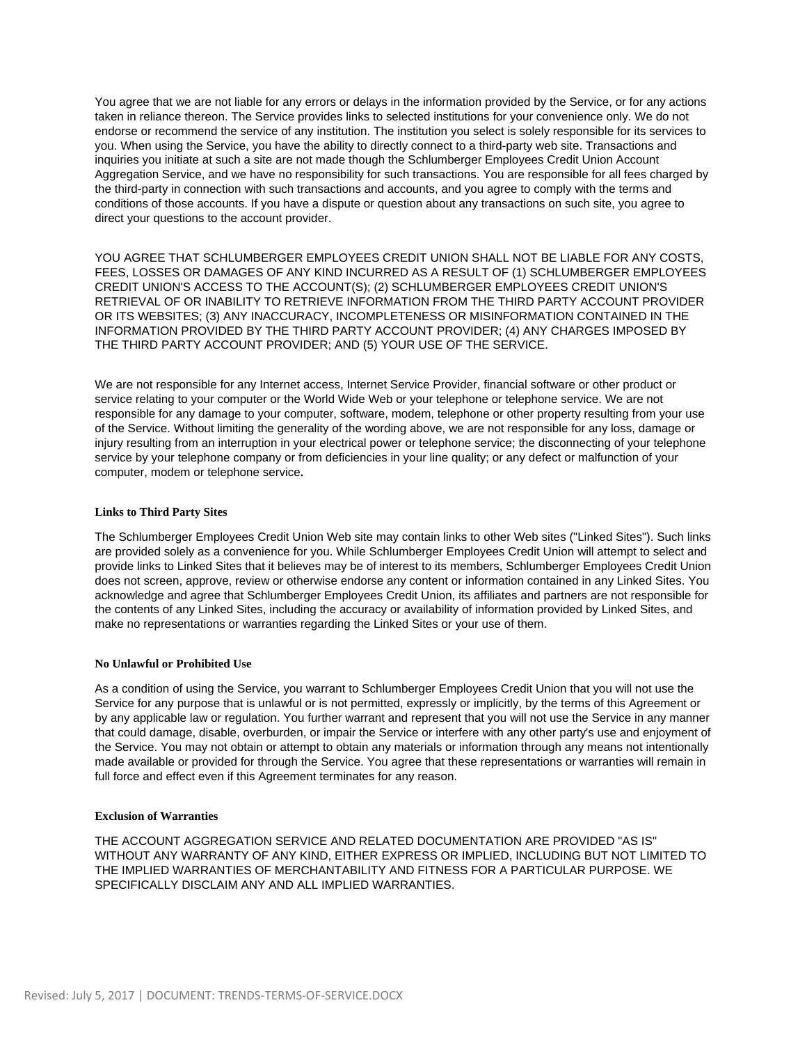You agree that we are not liable for any errors or delays in the information provided by the Service, or for any actions taken in reliance thereon. The Service provides links to selected institutions for your convenience only. We do not endorse or recommend the service of any institution. The institution you select is solely responsible for its services to you. When using the Service, you have the ability to directly connect to a third-party web site. Transactions and inquiries you initiate at such a site are not made though the Schlumberger Employees Credit Union Account Aggregation Service, and we have no responsibility for such transactions. You are responsible for all fees charged by the third-party in connection with such transactions and accounts, and you agree to comply with the terms and conditions of those accounts. If you have a dispute or question about any transactions on such site, you agree to direct your questions to the account provider.

YOU AGREE THAT SCHLUMBERGER EMPLOYEES CREDIT UNION SHALL NOT BE LIABLE FOR ANY COSTS, FEES, LOSSES OR DAMAGES OF ANY KIND INCURRED AS A RESULT OF (1) SCHLUMBERGER EMPLOYEES CREDIT UNION'S ACCESS TO THE ACCOUNT(S); (2) SCHLUMBERGER EMPLOYEES CREDIT UNION'S RETRIEVAL OF OR INABILITY TO RETRIEVE INFORMATION FROM THE THIRD PARTY ACCOUNT PROVIDER OR ITS WEBSITES; (3) ANY INACCURACY, INCOMPLETENESS OR MISINFORMATION CONTAINED IN THE INFORMATION PROVIDED BY THE THIRD PARTY ACCOUNT PROVIDER; (4) ANY CHARGES IMPOSED BY THE THIRD PARTY ACCOUNT PROVIDER; AND (5) YOUR USE OF THE SERVICE.

We are not responsible for any Internet access, Internet Service Provider, financial software or other product or service relating to your computer or the World Wide Web or your telephone or telephone service. We are not responsible for any damage to your computer, software, modem, telephone or other property resulting from your use of the Service. Without limiting the generality of the wording above, we are not responsible for any loss, damage or injury resulting from an interruption in your electrical power or telephone service; the disconnecting of your telephone service by your telephone company or from deficiencies in your line quality; or any defect or malfunction of your computer, modem or telephone service**.**

**Links to Third Party Sites**

The Schlumberger Employees Credit Union Web site may contain links to other Web sites ("Linked Sites"). Such links are provided solely as a convenience for you. While Schlumberger Employees Credit Union will attempt to select and provide links to Linked Sites that it believes may be of interest to its members, Schlumberger Employees Credit Union does not screen, approve, review or otherwise endorse any content or information contained in any Linked Sites. You acknowledge and agree that Schlumberger Employees Credit Union, its affiliates and partners are not responsible for the contents of any Linked Sites, including the accuracy or availability of information provided by Linked Sites, and make no representations or warranties regarding the Linked Sites or your use of them.

**No Unlawful or Prohibited Use**

As a condition of using the Service, you warrant to Schlumberger Employees Credit Union that you will not use the Service for any purpose that is unlawful or is not permitted, expressly or implicitly, by the terms of this Agreement or by any applicable law or regulation. You further warrant and represent that you will not use the Service in any manner that could damage, disable, overburden, or impair the Service or interfere with any other party's use and enjoyment of the Service. You may not obtain or attempt to obtain any materials or information through any means not intentionally made available or provided for through the Service. You agree that these representations or warranties will remain in full force and effect even if this Agreement terminates for any reason.

**Exclusion of Warranties**

THE ACCOUNT AGGREGATION SERVICE AND RELATED DOCUMENTATION ARE PROVIDED "AS IS" WITHOUT ANY WARRANTY OF ANY KIND, EITHER EXPRESS OR IMPLIED, INCLUDING BUT NOT LIMITED TO THE IMPLIED WARRANTIES OF MERCHANTABILITY AND FITNESS FOR A PARTICULAR PURPOSE. WE SPECIFICALLY DISCLAIM ANY AND ALL IMPLIED WARRANTIES.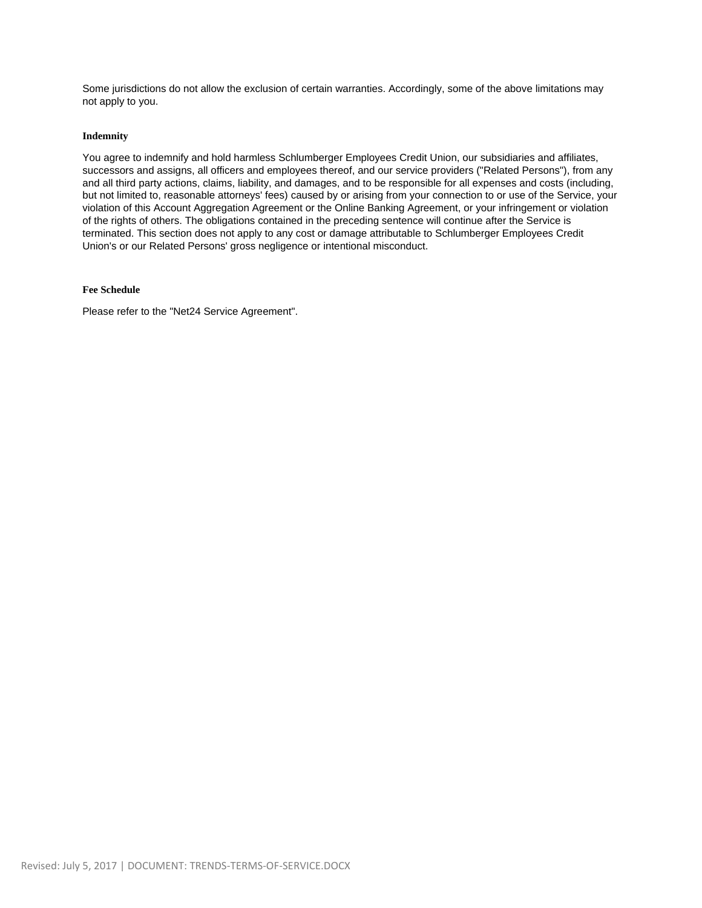Some jurisdictions do not allow the exclusion of certain warranties. Accordingly, some of the above limitations may not apply to you.

**Indemnity**

You agree to indemnify and hold harmless Schlumberger Employees Credit Union, our subsidiaries and affiliates, successors and assigns, all officers and employees thereof, and our service providers ("Related Persons"), from any and all third party actions, claims, liability, and damages, and to be responsible for all expenses and costs (including, but not limited to, reasonable attorneys' fees) caused by or arising from your connection to or use of the Service, your violation of this Account Aggregation Agreement or the Online Banking Agreement, or your infringement or violation of the rights of others. The obligations contained in the preceding sentence will continue after the Service is terminated. This section does not apply to any cost or damage attributable to Schlumberger Employees Credit Union's or our Related Persons' gross negligence or intentional misconduct.

**Fee Schedule**

Please refer to the "Net24 Service Agreement".